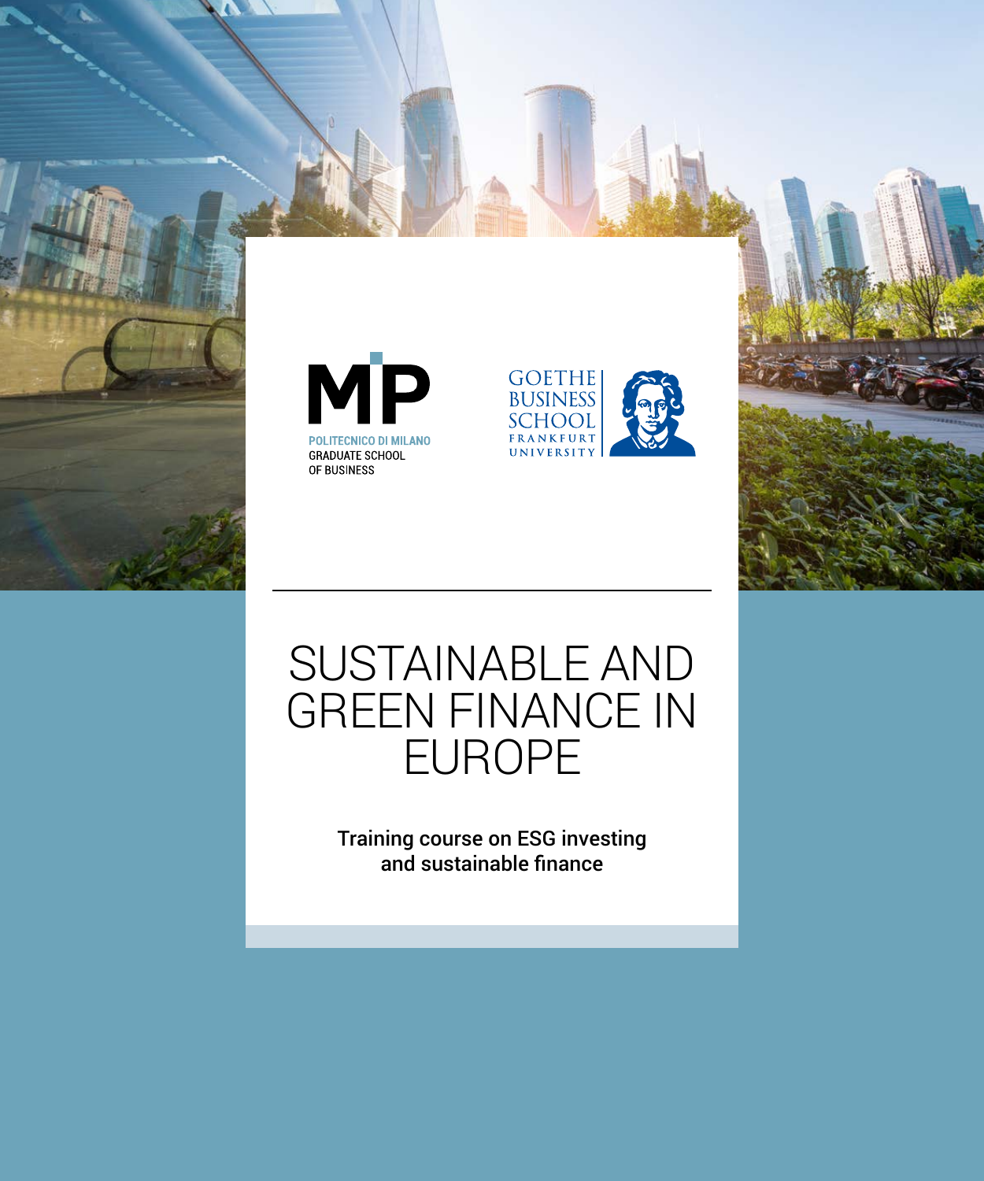MIP
POLITECNICO DI MILANO
GRADUATE SCHOOL
OF BUSINESS

GOETHE
BUSINESS
SCHOOL
FRANKFURT
UNIVERSITY

# SUSTAINABLE AND GREEN FINANCE IN EUROPE

**Training course on ESG investing and sustainable finance**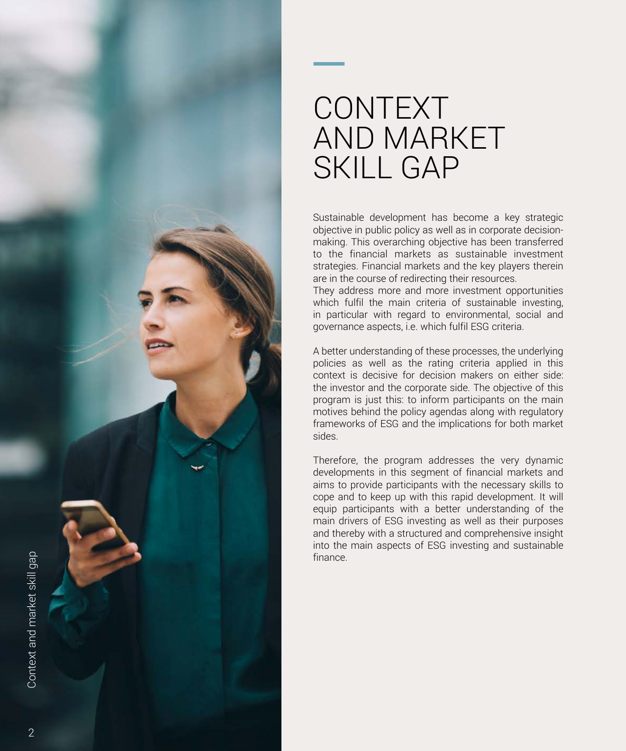# CONTEXT AND MARKET SKILL GAP

Sustainable development has become a key strategic objective in public policy as well as in corporate decision-making. This overarching objective has been transferred to the financial markets as sustainable investment strategies. Financial markets and the key players therein are in the course of redirecting their resources.
They address more and more investment opportunities which fulfil the main criteria of sustainable investing, in particular with regard to environmental, social and governance aspects, i.e. which fulfil ESG criteria.

A better understanding of these processes, the underlying policies as well as the rating criteria applied in this context is decisive for decision makers on either side: the investor and the corporate side. The objective of this program is just this: to inform participants on the main motives behind the policy agendas along with regulatory frameworks of ESG and the implications for both market sides.

Therefore, the program addresses the very dynamic developments in this segment of financial markets and aims to provide participants with the necessary skills to cope and to keep up with this rapid development. It will equip participants with a better understanding of the main drivers of ESG investing as well as their purposes and thereby with a structured and comprehensive insight into the main aspects of ESG investing and sustainable finance.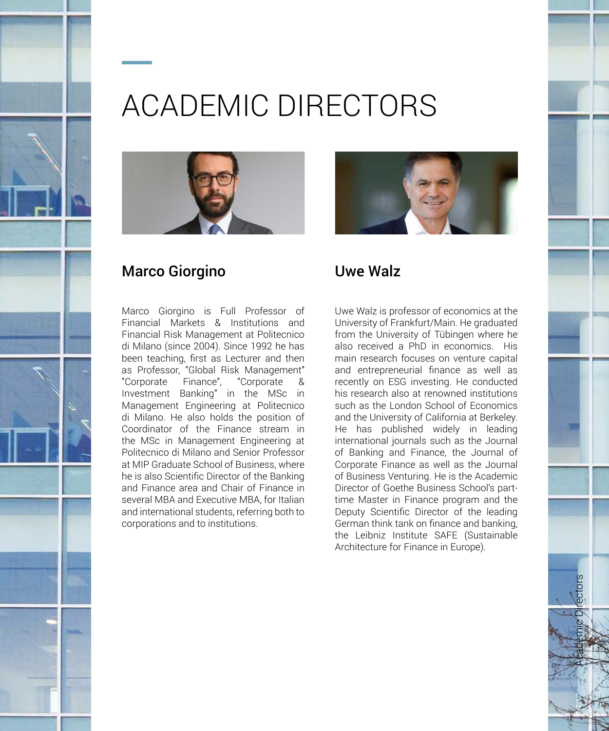# ACADEMIC DIRECTORS

## Marco Giorgino

Marco Giorgino is Full Professor of Financial Markets & Institutions and Financial Risk Management at Politecnico di Milano (since 2004). Since 1992 he has been teaching, first as Lecturer and then as Professor, "Global Risk Management" "Corporate Finance", "Corporate & Investment Banking" in the MSc in Management Engineering at Politecnico di Milano. He also holds the position of Coordinator of the Finance stream in the MSc in Management Engineering at Politecnico di Milano and Senior Professor at MIP Graduate School of Business, where he is also Scientific Director of the Banking and Finance area and Chair of Finance in several MBA and Executive MBA, for Italian and international students, referring both to corporations and to institutions.

## Uwe Walz

Uwe Walz is professor of economics at the University of Frankfurt/Main. He graduated from the University of Tübingen where he also received a PhD in economics. His main research focuses on venture capital and entrepreneurial finance as well as recently on ESG investing. He conducted his research also at renowned institutions such as the London School of Economics and the University of California at Berkeley. He has published widely in leading international journals such as the Journal of Banking and Finance, the Journal of Corporate Finance as well as the Journal of Business Venturing. He is the Academic Director of Goethe Business School's part-time Master in Finance program and the Deputy Scientific Director of the leading German think tank on finance and banking, the Leibniz Institute SAFE (Sustainable Architecture for Finance in Europe).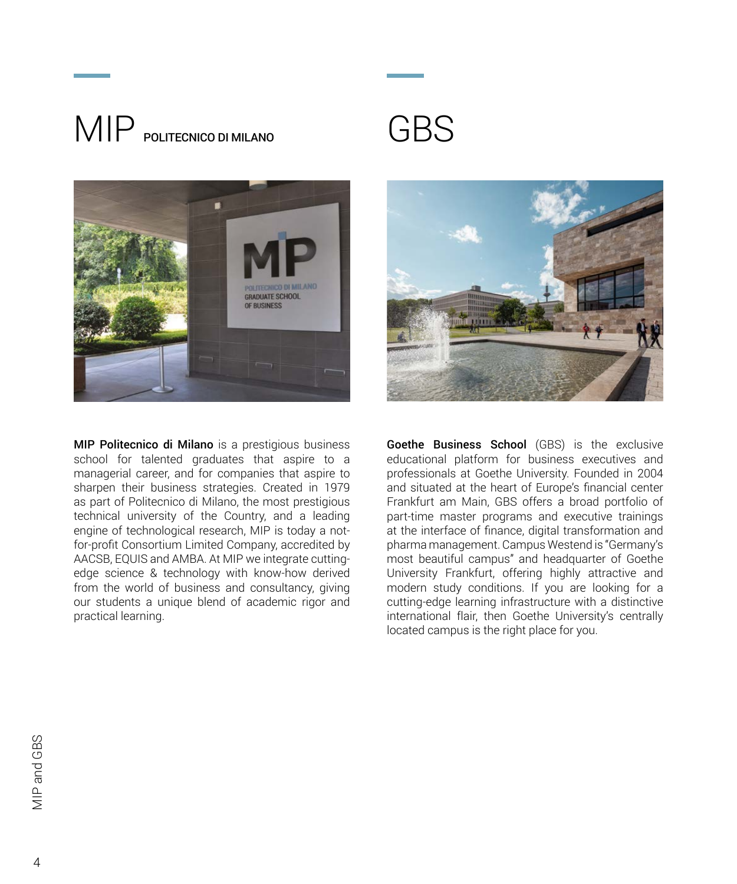# MIP POLITECNICO DI MILANO

**MIP Politecnico di Milano** is a prestigious business school for talented graduates that aspire to a managerial career, and for companies that aspire to sharpen their business strategies. Created in 1979 as part of Politecnico di Milano, the most prestigious technical university of the Country, and a leading engine of technological research, MIP is today a not-for-profit Consortium Limited Company, accredited by AACSB, EQUIS and AMBA. At MIP we integrate cutting-edge science & technology with know-how derived from the world of business and consultancy, giving our students a unique blend of academic rigor and practical learning.

# GBS

**Goethe Business School** (GBS) is the exclusive educational platform for business executives and professionals at Goethe University. Founded in 2004 and situated at the heart of Europe's financial center Frankfurt am Main, GBS offers a broad portfolio of part-time master programs and executive trainings at the interface of finance, digital transformation and pharma management. Campus Westend is "Germany's most beautiful campus" and headquarter of Goethe University Frankfurt, offering highly attractive and modern study conditions. If you are looking for a cutting-edge learning infrastructure with a distinctive international flair, then Goethe University's centrally located campus is the right place for you.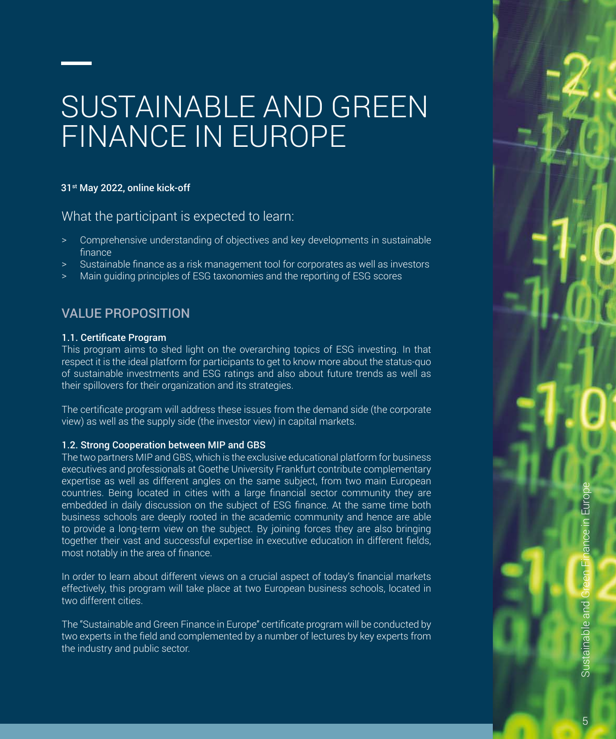# SUSTAINABLE AND GREEN FINANCE IN EUROPE

**31st May 2022, online kick-off**

What the participant is expected to learn:

- Comprehensive understanding of objectives and key developments in sustainable finance
- Sustainable finance as a risk management tool for corporates as well as investors
- Main guiding principles of ESG taxonomies and the reporting of ESG scores

## VALUE PROPOSITION

### 1.1. Certificate Program

This program aims to shed light on the overarching topics of ESG investing. In that respect it is the ideal platform for participants to get to know more about the status-quo of sustainable investments and ESG ratings and also about future trends as well as their spillovers for their organization and its strategies.

The certificate program will address these issues from the demand side (the corporate view) as well as the supply side (the investor view) in capital markets.

### 1.2. Strong Cooperation between MIP and GBS

The two partners MIP and GBS, which is the exclusive educational platform for business executives and professionals at Goethe University Frankfurt contribute complementary expertise as well as different angles on the same subject, from two main European countries. Being located in cities with a large financial sector community they are embedded in daily discussion on the subject of ESG finance. At the same time both business schools are deeply rooted in the academic community and hence are able to provide a long-term view on the subject. By joining forces they are also bringing together their vast and successful expertise in executive education in different fields, most notably in the area of finance.

In order to learn about different views on a crucial aspect of today's financial markets effectively, this program will take place at two European business schools, located in two different cities.

The "Sustainable and Green Finance in Europe" certificate program will be conducted by two experts in the field and complemented by a number of lectures by key experts from the industry and public sector.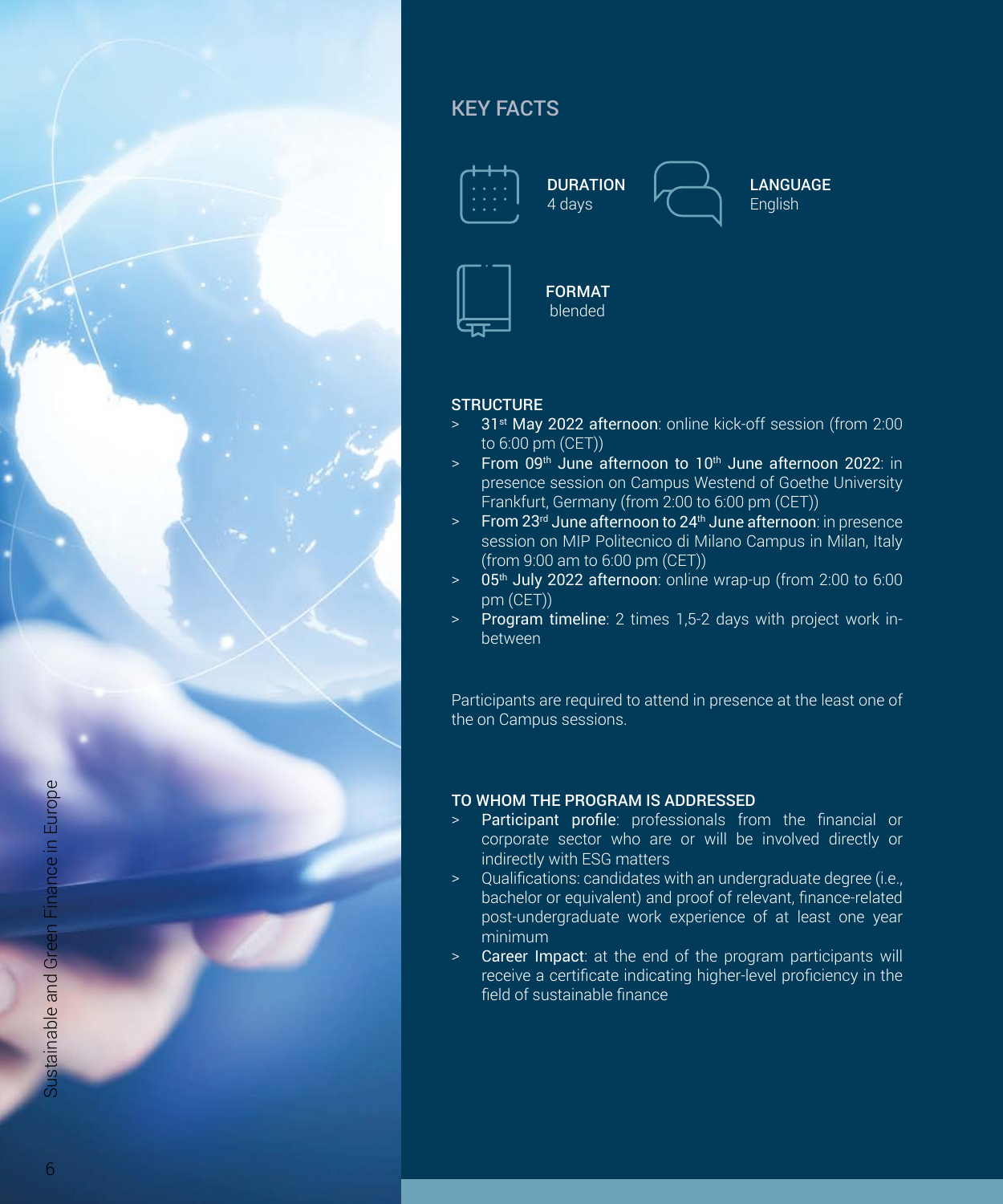## KEY FACTS

**DURATION**
4 days

**LANGUAGE**
English

**FORMAT**
blended

### STRUCTURE

- **31st May 2022 afternoon**: online kick-off session (from 2:00 to 6:00 pm (CET))
- **From 09th June afternoon to 10th June afternoon 2022**: in presence session on Campus Westend of Goethe University Frankfurt, Germany (from 2:00 to 6:00 pm (CET))
- **From 23rd June afternoon to 24th June afternoon**: in presence session on MIP Politecnico di Milano Campus in Milan, Italy (from 9:00 am to 6:00 pm (CET))
- **05th July 2022 afternoon**: online wrap-up (from 2:00 to 6:00 pm (CET))
- **Program timeline**: 2 times 1,5-2 days with project work in-between

Participants are required to attend in presence at the least one of the on Campus sessions.

### TO WHOM THE PROGRAM IS ADDRESSED

- **Participant profile**: professionals from the financial or corporate sector who are or will be involved directly or indirectly with ESG matters
- Qualifications: candidates with an undergraduate degree (i.e., bachelor or equivalent) and proof of relevant, finance-related post-undergraduate work experience of at least one year minimum
- **Career Impact**: at the end of the program participants will receive a certificate indicating higher-level proficiency in the field of sustainable finance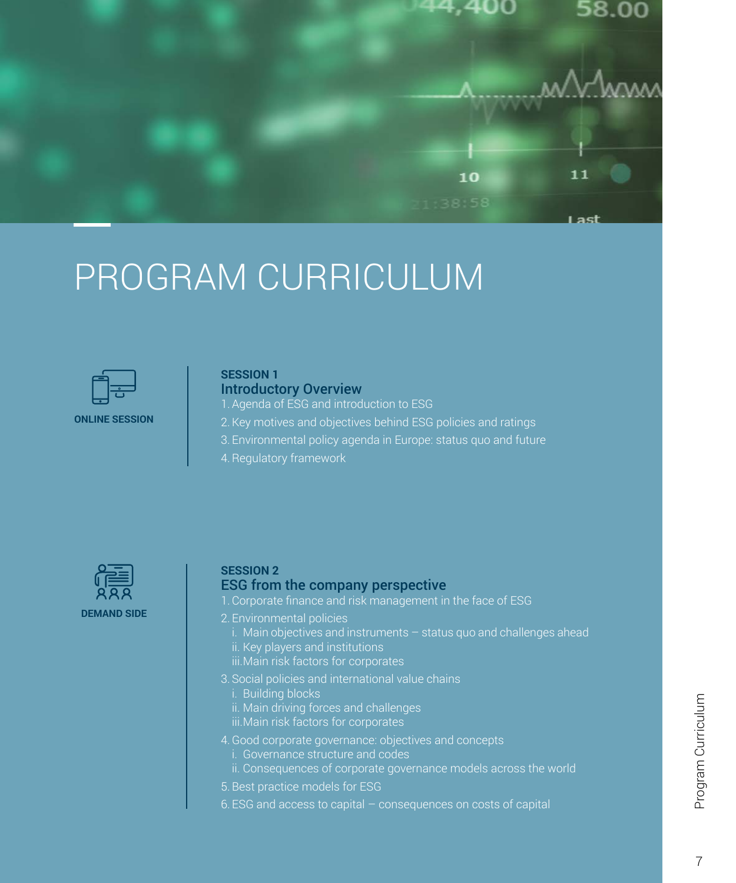# PROGRAM CURRICULUM

**ONLINE SESSION**

**SESSION 1**

## Introductory Overview

1. Agenda of ESG and introduction to ESG
2. Key motives and objectives behind ESG policies and ratings
3. Environmental policy agenda in Europe: status quo and future
4. Regulatory framework

**DEMAND SIDE**

**SESSION 2**

## ESG from the company perspective

1. Corporate finance and risk management in the face of ESG
2. Environmental policies
   - i. Main objectives and instruments – status quo and challenges ahead
   - ii. Key players and institutions
   - iii. Main risk factors for corporates
3. Social policies and international value chains
   - i. Building blocks
   - ii. Main driving forces and challenges
   - iii. Main risk factors for corporates
4. Good corporate governance: objectives and concepts
   - i. Governance structure and codes
   - ii. Consequences of corporate governance models across the world
5. Best practice models for ESG
6. ESG and access to capital – consequences on costs of capital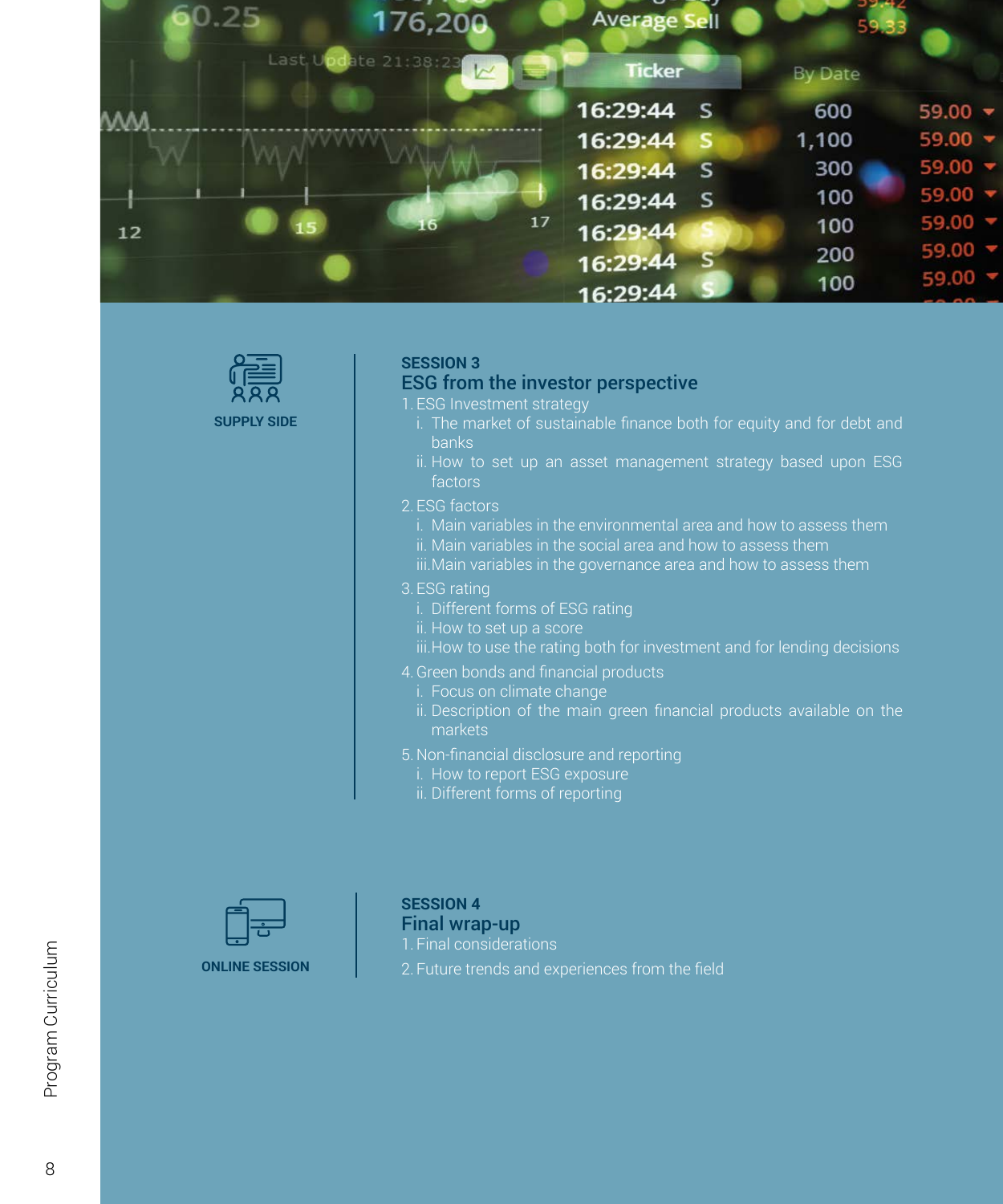**SUPPLY SIDE**

### SESSION 3
## ESG from the investor perspective

1. ESG Investment strategy
   - i. The market of sustainable finance both for equity and for debt and banks
   - ii. How to set up an asset management strategy based upon ESG factors
2. ESG factors
   - i. Main variables in the environmental area and how to assess them
   - ii. Main variables in the social area and how to assess them
   - iii. Main variables in the governance area and how to assess them
3. ESG rating
   - i. Different forms of ESG rating
   - ii. How to set up a score
   - iii. How to use the rating both for investment and for lending decisions
4. Green bonds and financial products
   - i. Focus on climate change
   - ii. Description of the main green financial products available on the markets
5. Non-financial disclosure and reporting
   - i. How to report ESG exposure
   - ii. Different forms of reporting

**ONLINE SESSION**

### SESSION 4
## Final wrap-up

1. Final considerations
2. Future trends and experiences from the field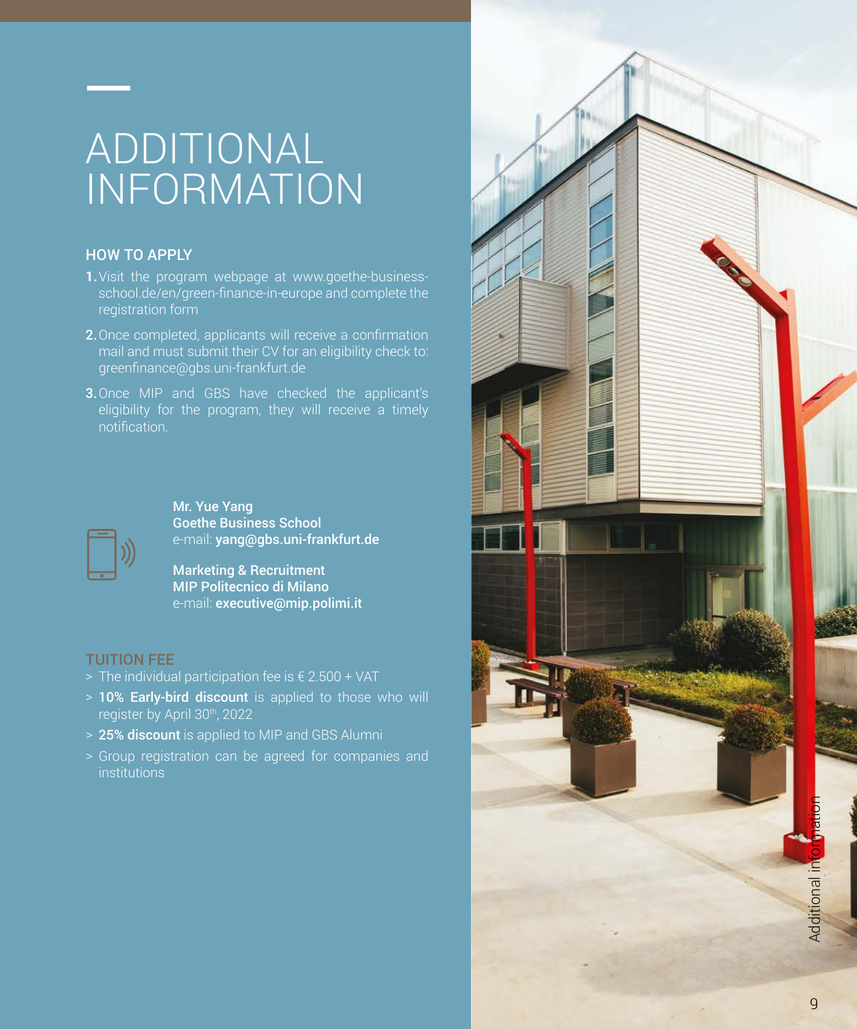# ADDITIONAL INFORMATION

## HOW TO APPLY

1. Visit the program webpage at www.goethe-business-school.de/en/green-finance-in-europe and complete the registration form
2. Once completed, applicants will receive a confirmation mail and must submit their CV for an eligibility check to: greenfinance@gbs.uni-frankfurt.de
3. Once MIP and GBS have checked the applicant's eligibility for the program, they will receive a timely notification.

**Mr. Yue Yang**
**Goethe Business School**
e-mail: **yang@gbs.uni-frankfurt.de**

**Marketing & Recruitment**
**MIP Politecnico di Milano**
e-mail: **executive@mip.polimi.it**

## TUITION FEE

> The individual participation fee is € 2.500 + VAT

> **10% Early-bird discount** is applied to those who will register by April 30th, 2022

> **25% discount** is applied to MIP and GBS Alumni

> Group registration can be agreed for companies and institutions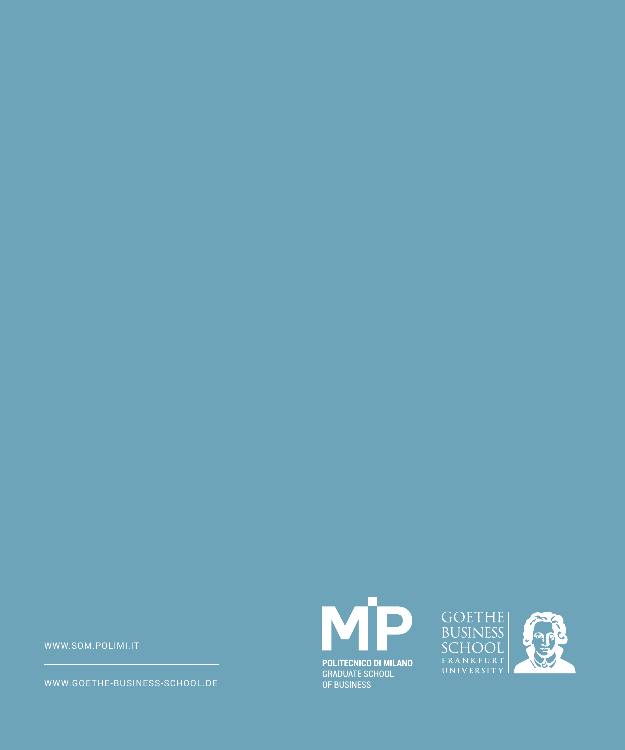WWW.SOM.POLIMI.IT

WWW.GOETHE-BUSINESS-SCHOOL.DE

POLITECNICO DI MILANO
GRADUATE SCHOOL
OF BUSINESS

GOETHE
BUSINESS
SCHOOL
FRANKFURT
UNIVERSITY